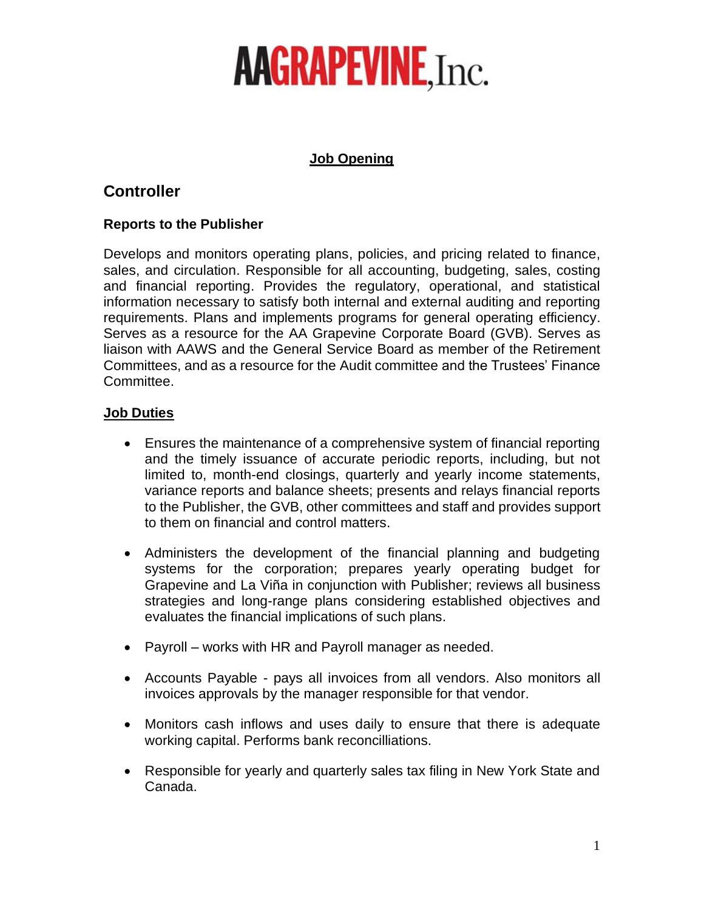# AAGRAPEVINE, Inc.

**Job Opening**

## Controller

### Reports to the Publisher

Develops and monitors operating plans, policies, and pricing related to finance, sales, and circulation. Responsible for all accounting, budgeting, sales, costing and financial reporting. Provides the regulatory, operational, and statistical information necessary to satisfy both internal and external auditing and reporting requirements. Plans and implements programs for general operating efficiency. Serves as a resource for the AA Grapevine Corporate Board (GVB). Serves as liaison with AAWS and the General Service Board as member of the Retirement Committees, and as a resource for the Audit committee and the Trustees' Finance Committee.

### Job Duties

- Ensures the maintenance of a comprehensive system of financial reporting and the timely issuance of accurate periodic reports, including, but not limited to, month-end closings, quarterly and yearly income statements, variance reports and balance sheets; presents and relays financial reports to the Publisher, the GVB, other committees and staff and provides support to them on financial and control matters.

- Administers the development of the financial planning and budgeting systems for the corporation; prepares yearly operating budget for Grapevine and La Viña in conjunction with Publisher; reviews all business strategies and long-range plans considering established objectives and evaluates the financial implications of such plans.

- Payroll – works with HR and Payroll manager as needed.

- Accounts Payable - pays all invoices from all vendors. Also monitors all invoices approvals by the manager responsible for that vendor.

- Monitors cash inflows and uses daily to ensure that there is adequate working capital. Performs bank reconcilliations.

- Responsible for yearly and quarterly sales tax filing in New York State and Canada.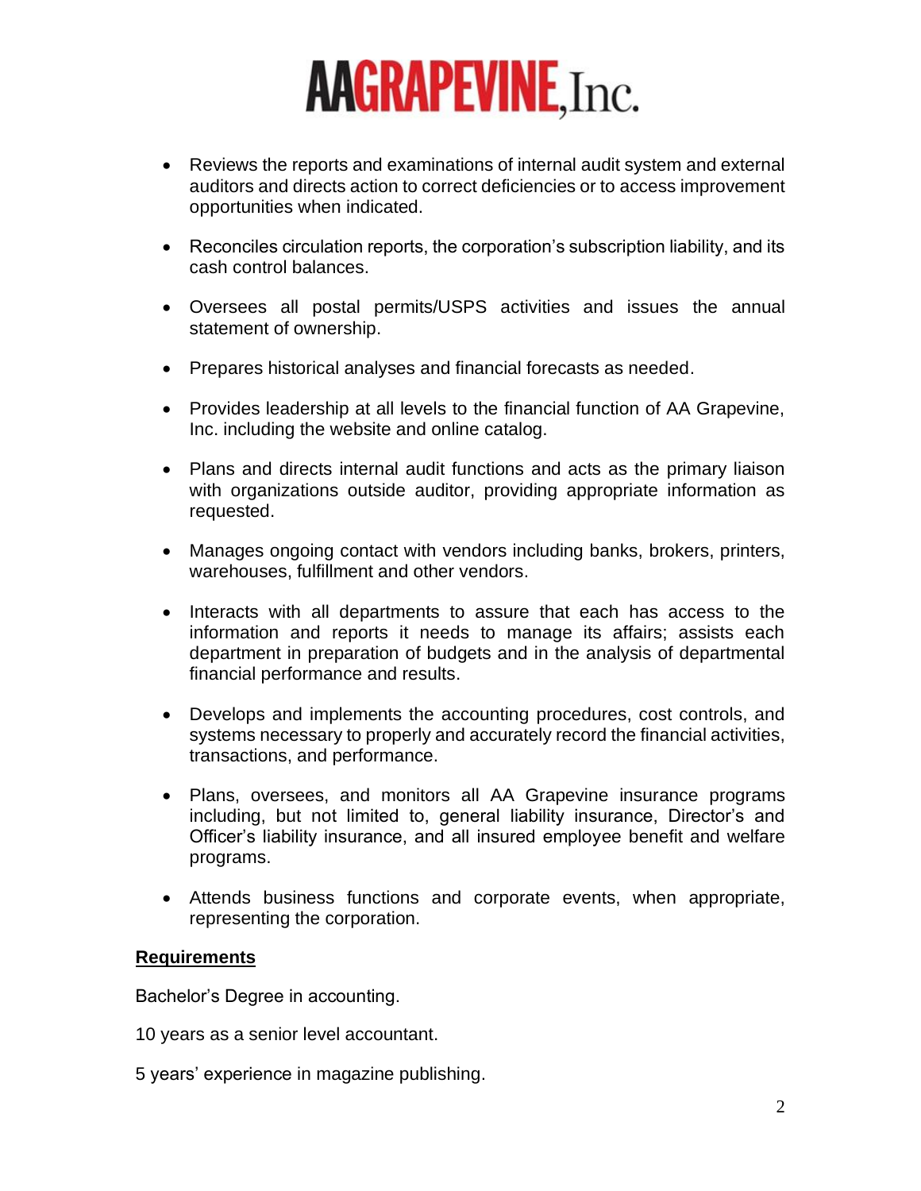- Reviews the reports and examinations of internal audit system and external auditors and directs action to correct deficiencies or to access improvement opportunities when indicated.

- Reconciles circulation reports, the corporation's subscription liability, and its cash control balances.

- Oversees all postal permits/USPS activities and issues the annual statement of ownership.

- Prepares historical analyses and financial forecasts as needed.

- Provides leadership at all levels to the financial function of AA Grapevine, Inc. including the website and online catalog.

- Plans and directs internal audit functions and acts as the primary liaison with organizations outside auditor, providing appropriate information as requested.

- Manages ongoing contact with vendors including banks, brokers, printers, warehouses, fulfillment and other vendors.

- Interacts with all departments to assure that each has access to the information and reports it needs to manage its affairs; assists each department in preparation of budgets and in the analysis of departmental financial performance and results.

- Develops and implements the accounting procedures, cost controls, and systems necessary to properly and accurately record the financial activities, transactions, and performance.

- Plans, oversees, and monitors all AA Grapevine insurance programs including, but not limited to, general liability insurance, Director's and Officer's liability insurance, and all insured employee benefit and welfare programs.

- Attends business functions and corporate events, when appropriate, representing the corporation.

**Requirements**

Bachelor's Degree in accounting.

10 years as a senior level accountant.

5 years' experience in magazine publishing.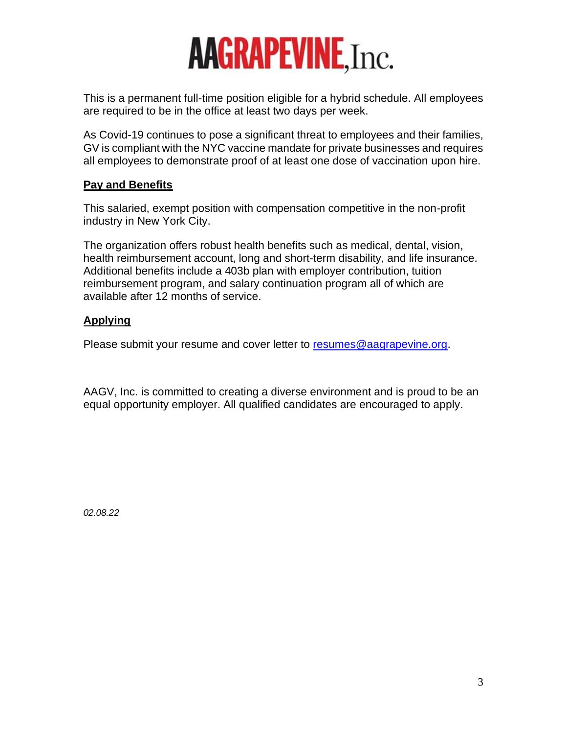# AAGRAPEVINE, Inc.

This is a permanent full-time position eligible for a hybrid schedule. All employees are required to be in the office at least two days per week.

As Covid-19 continues to pose a significant threat to employees and their families, GV is compliant with the NYC vaccine mandate for private businesses and requires all employees to demonstrate proof of at least one dose of vaccination upon hire.

## Pay and Benefits

This salaried, exempt position with compensation competitive in the non-profit industry in New York City.

The organization offers robust health benefits such as medical, dental, vision, health reimbursement account, long and short-term disability, and life insurance. Additional benefits include a 403b plan with employer contribution, tuition reimbursement program, and salary continuation program all of which are available after 12 months of service.

## Applying

Please submit your resume and cover letter to resumes@aagrapevine.org.

AAGV, Inc. is committed to creating a diverse environment and is proud to be an equal opportunity employer. All qualified candidates are encouraged to apply.

*02.08.22*